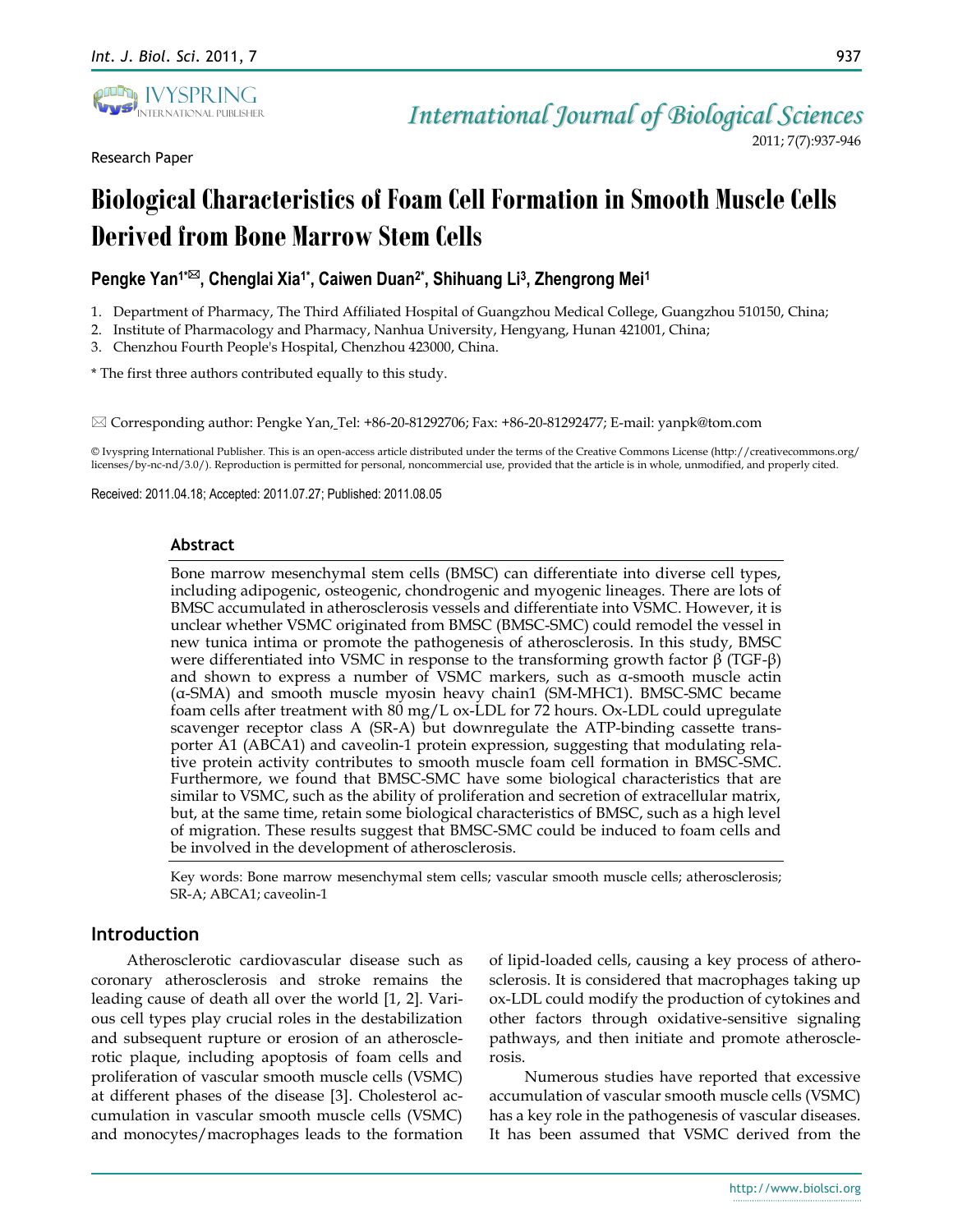Research Paper

# Biological Characteristics of Foam Cell Formation in Smooth Muscle Cells Derived from Bone Marrow Stem Cells

**Pengke Yan[1*✉], Chenglai Xia[1*], Caiwen Duan[2*], Shihuang Li[3], Zhengrong Mei[1]**

1. Department of Pharmacy, The Third Affiliated Hospital of Guangzhou Medical College, Guangzhou 510150, China;
2. Institute of Pharmacology and Pharmacy, Nanhua University, Hengyang, Hunan 421001, China;
3. Chenzhou Fourth People's Hospital, Chenzhou 423000, China.

\* The first three authors contributed equally to this study.

✉ Corresponding author: Pengke Yan, Tel: +86-20-81292706; Fax: +86-20-81292477; E-mail: yanpk@tom.com

© Ivyspring International Publisher. This is an open-access article distributed under the terms of the Creative Commons License (http://creativecommons.org/licenses/by-nc-nd/3.0/). Reproduction is permitted for personal, noncommercial use, provided that the article is in whole, unmodified, and properly cited.

Received: 2011.04.18; Accepted: 2011.07.27; Published: 2011.08.05

## Abstract

Bone marrow mesenchymal stem cells (BMSC) can differentiate into diverse cell types, including adipogenic, osteogenic, chondrogenic and myogenic lineages. There are lots of BMSC accumulated in atherosclerosis vessels and differentiate into VSMC. However, it is unclear whether VSMC originated from BMSC (BMSC-SMC) could remodel the vessel in new tunica intima or promote the pathogenesis of atherosclerosis. In this study, BMSC were differentiated into VSMC in response to the transforming growth factor β (TGF-β) and shown to express a number of VSMC markers, such as α-smooth muscle actin (α-SMA) and smooth muscle myosin heavy chain1 (SM-MHC1). BMSC-SMC became foam cells after treatment with 80 mg/L ox-LDL for 72 hours. Ox-LDL could upregulate scavenger receptor class A (SR-A) but downregulate the ATP-binding cassette transporter A1 (ABCA1) and caveolin-1 protein expression, suggesting that modulating relative protein activity contributes to smooth muscle foam cell formation in BMSC-SMC. Furthermore, we found that BMSC-SMC have some biological characteristics that are similar to VSMC, such as the ability of proliferation and secretion of extracellular matrix, but, at the same time, retain some biological characteristics of BMSC, such as a high level of migration. These results suggest that BMSC-SMC could be induced to foam cells and be involved in the development of atherosclerosis.

Key words: Bone marrow mesenchymal stem cells; vascular smooth muscle cells; atherosclerosis; SR-A; ABCA1; caveolin-1

## Introduction

Atherosclerotic cardiovascular disease such as coronary atherosclerosis and stroke remains the leading cause of death all over the world [1, 2]. Various cell types play crucial roles in the destabilization and subsequent rupture or erosion of an atherosclerotic plaque, including apoptosis of foam cells and proliferation of vascular smooth muscle cells (VSMC) at different phases of the disease [3]. Cholesterol accumulation in vascular smooth muscle cells (VSMC) and monocytes/macrophages leads to the formation of lipid-loaded cells, causing a key process of atherosclerosis. It is considered that macrophages taking up ox-LDL could modify the production of cytokines and other factors through oxidative-sensitive signaling pathways, and then initiate and promote atherosclerosis.

Numerous studies have reported that excessive accumulation of vascular smooth muscle cells (VSMC) has a key role in the pathogenesis of vascular diseases. It has been assumed that VSMC derived from the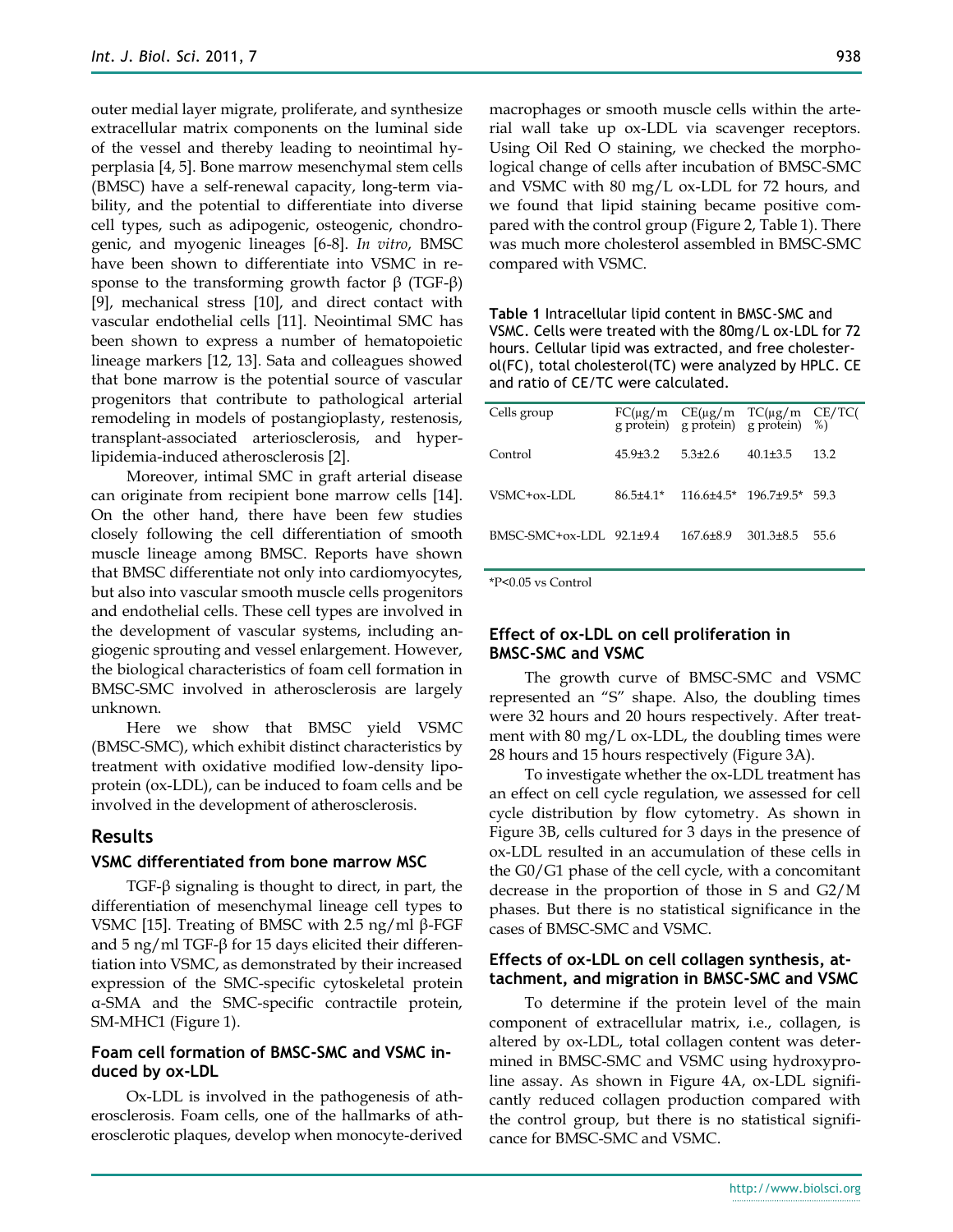outer medial layer migrate, proliferate, and synthesize extracellular matrix components on the luminal side of the vessel and thereby leading to neointimal hyperplasia [4, 5]. Bone marrow mesenchymal stem cells (BMSC) have a self-renewal capacity, long-term viability, and the potential to differentiate into diverse cell types, such as adipogenic, osteogenic, chondrogenic, and myogenic lineages [6-8]. *In vitro*, BMSC have been shown to differentiate into VSMC in response to the transforming growth factor β (TGF-β) [9], mechanical stress [10], and direct contact with vascular endothelial cells [11]. Neointimal SMC has been shown to express a number of hematopoietic lineage markers [12, 13]. Sata and colleagues showed that bone marrow is the potential source of vascular progenitors that contribute to pathological arterial remodeling in models of postangioplasty, restenosis, transplant-associated arteriosclerosis, and hyperlipidemia-induced atherosclerosis [2].

Moreover, intimal SMC in graft arterial disease can originate from recipient bone marrow cells [14]. On the other hand, there have been few studies closely following the cell differentiation of smooth muscle lineage among BMSC. Reports have shown that BMSC differentiate not only into cardiomyocytes, but also into vascular smooth muscle cells progenitors and endothelial cells. These cell types are involved in the development of vascular systems, including angiogenic sprouting and vessel enlargement. However, the biological characteristics of foam cell formation in BMSC-SMC involved in atherosclerosis are largely unknown.

Here we show that BMSC yield VSMC (BMSC-SMC), which exhibit distinct characteristics by treatment with oxidative modified low-density lipoprotein (ox-LDL), can be induced to foam cells and be involved in the development of atherosclerosis.

## Results

### VSMC differentiated from bone marrow MSC

TGF-β signaling is thought to direct, in part, the differentiation of mesenchymal lineage cell types to VSMC [15]. Treating of BMSC with 2.5 ng/ml β-FGF and 5 ng/ml TGF-β for 15 days elicited their differentiation into VSMC, as demonstrated by their increased expression of the SMC-specific cytoskeletal protein α-SMA and the SMC-specific contractile protein, SM-MHC1 (Figure 1).

### Foam cell formation of BMSC-SMC and VSMC induced by ox-LDL

Ox-LDL is involved in the pathogenesis of atherosclerosis. Foam cells, one of the hallmarks of atherosclerotic plaques, develop when monocyte-derived macrophages or smooth muscle cells within the arterial wall take up ox-LDL via scavenger receptors. Using Oil Red O staining, we checked the morphological change of cells after incubation of BMSC-SMC and VSMC with 80 mg/L ox-LDL for 72 hours, and we found that lipid staining became positive compared with the control group (Figure 2, Table 1). There was much more cholesterol assembled in BMSC-SMC compared with VSMC.

**Table 1** Intracellular lipid content in BMSC-SMC and VSMC. Cells were treated with the 80mg/L ox-LDL for 72 hours. Cellular lipid was extracted, and free cholesterol(FC), total cholesterol(TC) were analyzed by HPLC. CE and ratio of CE/TC were calculated.

| Cells group | FC(μg/mg protein) | CE(μg/mg protein) | TC(μg/mg protein) | CE/TC(%) |
|---|---|---|---|---|
| Control | 45.9±3.2 | 5.3±2.6 | 40.1±3.5 | 13.2 |
| VSMC+ox-LDL | 86.5±4.1* | 116.6±4.5* | 196.7±9.5* | 59.3 |
| BMSC-SMC+ox-LDL | 92.1±9.4 | 167.6±8.9 | 301.3±8.5 | 55.6 |

*P<0.05 vs Control

### Effect of ox-LDL on cell proliferation in BMSC-SMC and VSMC

The growth curve of BMSC-SMC and VSMC represented an "S" shape. Also, the doubling times were 32 hours and 20 hours respectively. After treatment with 80 mg/L ox-LDL, the doubling times were 28 hours and 15 hours respectively (Figure 3A).

To investigate whether the ox-LDL treatment has an effect on cell cycle regulation, we assessed for cell cycle distribution by flow cytometry. As shown in Figure 3B, cells cultured for 3 days in the presence of ox-LDL resulted in an accumulation of these cells in the G0/G1 phase of the cell cycle, with a concomitant decrease in the proportion of those in S and G2/M phases. But there is no statistical significance in the cases of BMSC-SMC and VSMC.

### Effects of ox-LDL on cell collagen synthesis, attachment, and migration in BMSC-SMC and VSMC

To determine if the protein level of the main component of extracellular matrix, i.e., collagen, is altered by ox-LDL, total collagen content was determined in BMSC-SMC and VSMC using hydroxyproline assay. As shown in Figure 4A, ox-LDL significantly reduced collagen production compared with the control group, but there is no statistical significance for BMSC-SMC and VSMC.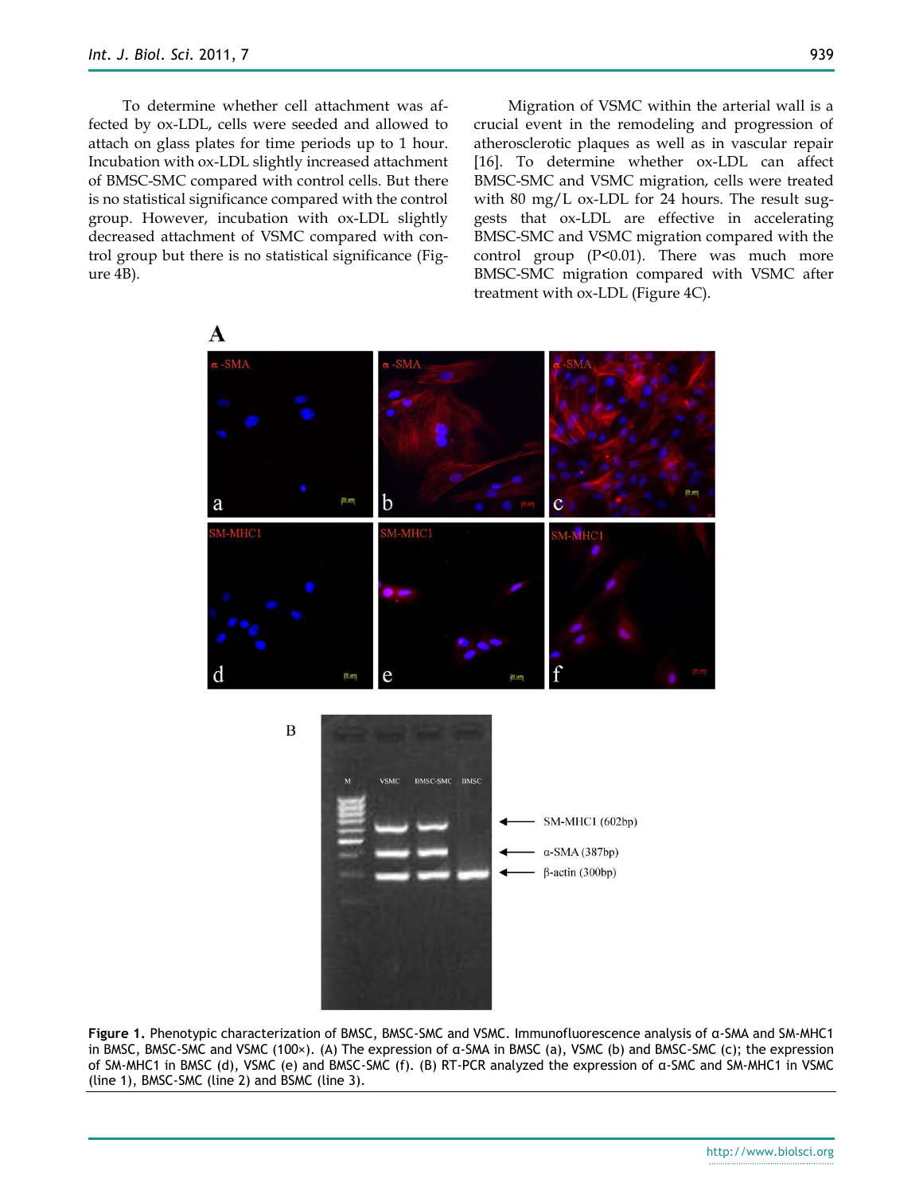To determine whether cell attachment was affected by ox-LDL, cells were seeded and allowed to attach on glass plates for time periods up to 1 hour. Incubation with ox-LDL slightly increased attachment of BMSC-SMC compared with control cells. But there is no statistical significance compared with the control group. However, incubation with ox-LDL slightly decreased attachment of VSMC compared with control group but there is no statistical significance (Figure 4B).

Migration of VSMC within the arterial wall is a crucial event in the remodeling and progression of atherosclerotic plaques as well as in vascular repair [16]. To determine whether ox-LDL can affect BMSC-SMC and VSMC migration, cells were treated with 80 mg/L ox-LDL for 24 hours. The result suggests that ox-LDL are effective in accelerating BMSC-SMC and VSMC migration compared with the control group (P<0.01). There was much more BMSC-SMC migration compared with VSMC after treatment with ox-LDL (Figure 4C).

**Figure 1.** Phenotypic characterization of BMSC, BMSC-SMC and VSMC. Immunofluorescence analysis of α-SMA and SM-MHC1 in BMSC, BMSC-SMC and VSMC (100×). (A) The expression of α-SMA in BMSC (a), VSMC (b) and BMSC-SMC (c); the expression of SM-MHC1 in BMSC (d), VSMC (e) and BMSC-SMC (f). (B) RT-PCR analyzed the expression of α-SMC and SM-MHC1 in VSMC (line 1), BMSC-SMC (line 2) and BSMC (line 3).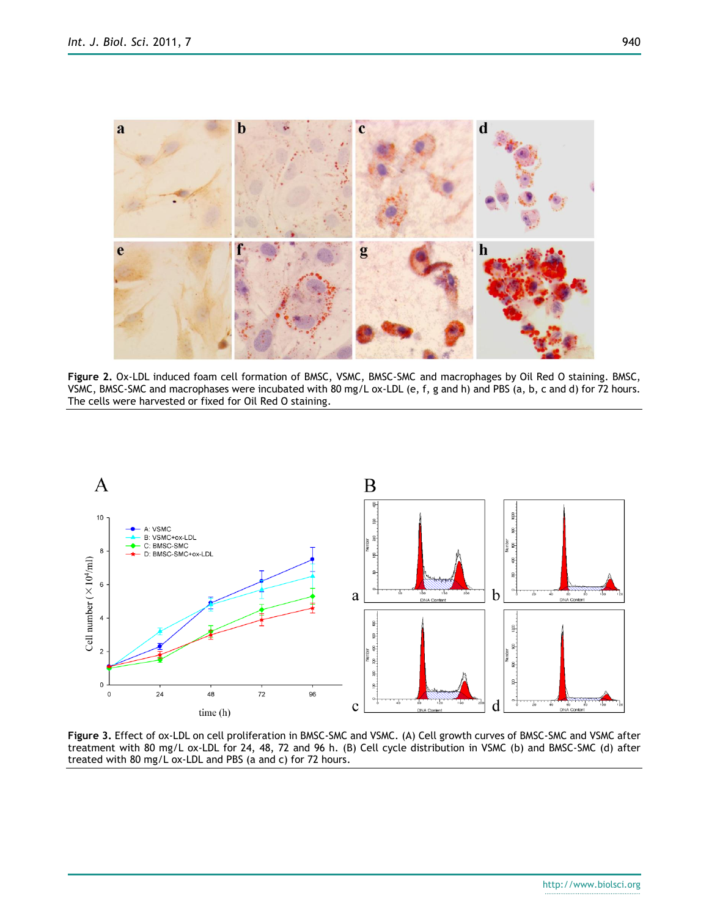**Figure 2.** Ox-LDL induced foam cell formation of BMSC, VSMC, BMSC-SMC and macrophages by Oil Red O staining. BMSC, VSMC, BMSC-SMC and macrophases were incubated with 80 mg/L ox-LDL (e, f, g and h) and PBS (a, b, c and d) for 72 hours. The cells were harvested or fixed for Oil Red O staining.

**Figure 3.** Effect of ox-LDL on cell proliferation in BMSC-SMC and VSMC. (A) Cell growth curves of BMSC-SMC and VSMC after treatment with 80 mg/L ox-LDL for 24, 48, 72 and 96 h. (B) Cell cycle distribution in VSMC (b) and BMSC-SMC (d) after treated with 80 mg/L ox-LDL and PBS (a and c) for 72 hours.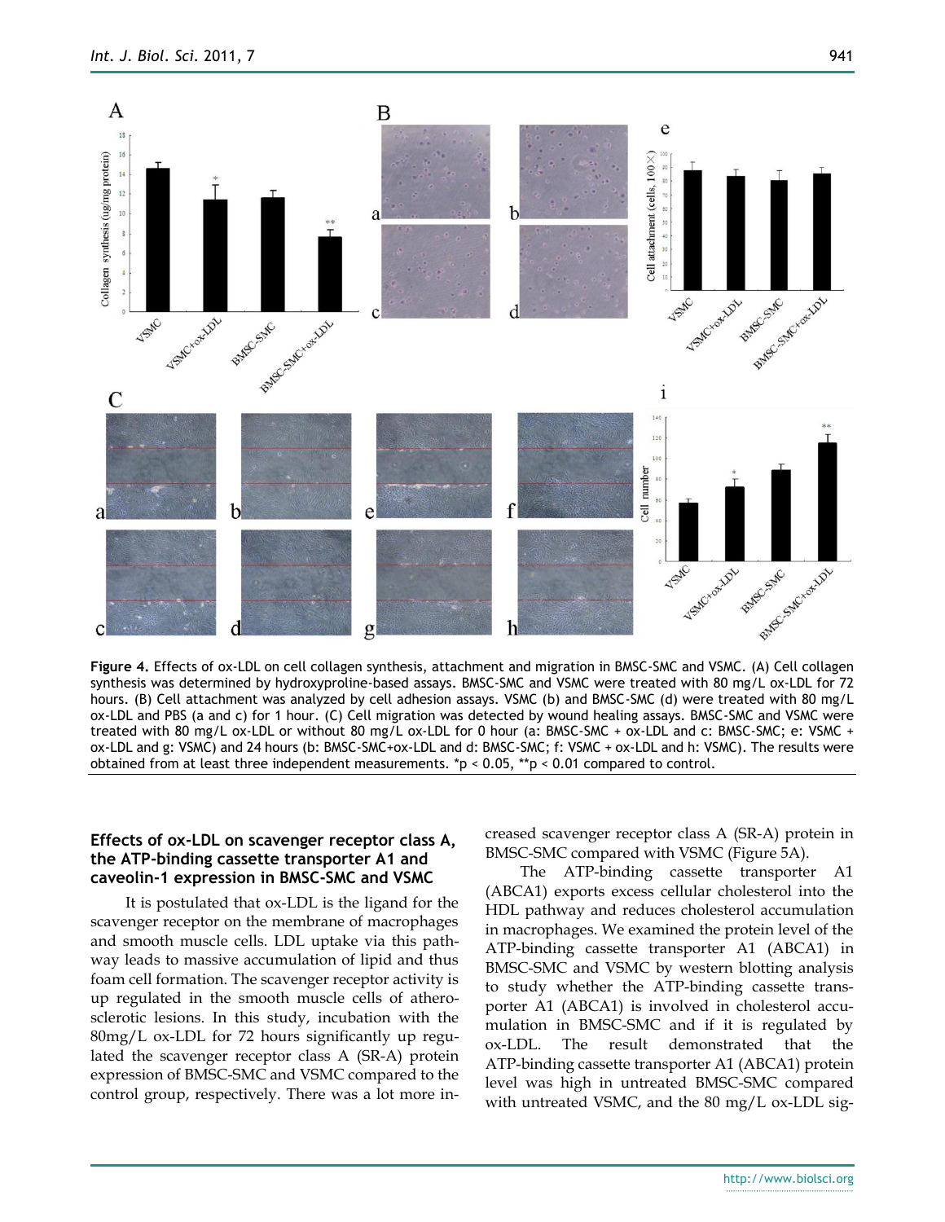**Figure 4.** Effects of ox-LDL on cell collagen synthesis, attachment and migration in BMSC-SMC and VSMC. (A) Cell collagen synthesis was determined by hydroxyproline-based assays. BMSC-SMC and VSMC were treated with 80 mg/L ox-LDL for 72 hours. (B) Cell attachment was analyzed by cell adhesion assays. VSMC (b) and BMSC-SMC (d) were treated with 80 mg/L ox-LDL and PBS (a and c) for 1 hour. (C) Cell migration was detected by wound healing assays. BMSC-SMC and VSMC were treated with 80 mg/L ox-LDL or without 80 mg/L ox-LDL for 0 hour (a: BMSC-SMC + ox-LDL and c: BMSC-SMC; e: VSMC + ox-LDL and g: VSMC) and 24 hours (b: BMSC-SMC+ox-LDL and d: BMSC-SMC; f: VSMC + ox-LDL and h: VSMC). The results were obtained from at least three independent measurements. *p < 0.05, **p < 0.01 compared to control.

### Effects of ox-LDL on scavenger receptor class A, the ATP-binding cassette transporter A1 and caveolin-1 expression in BMSC-SMC and VSMC

It is postulated that ox-LDL is the ligand for the scavenger receptor on the membrane of macrophages and smooth muscle cells. LDL uptake via this pathway leads to massive accumulation of lipid and thus foam cell formation. The scavenger receptor activity is up regulated in the smooth muscle cells of atherosclerotic lesions. In this study, incubation with the 80mg/L ox-LDL for 72 hours significantly up regulated the scavenger receptor class A (SR-A) protein expression of BMSC-SMC and VSMC compared to the control group, respectively. There was a lot more increased scavenger receptor class A (SR-A) protein in BMSC-SMC compared with VSMC (Figure 5A).

The ATP-binding cassette transporter A1 (ABCA1) exports excess cellular cholesterol into the HDL pathway and reduces cholesterol accumulation in macrophages. We examined the protein level of the ATP-binding cassette transporter A1 (ABCA1) in BMSC-SMC and VSMC by western blotting analysis to study whether the ATP-binding cassette transporter A1 (ABCA1) is involved in cholesterol accumulation in BMSC-SMC and if it is regulated by ox-LDL. The result demonstrated that the ATP-binding cassette transporter A1 (ABCA1) protein level was high in untreated BMSC-SMC compared with untreated VSMC, and the 80 mg/L ox-LDL sig-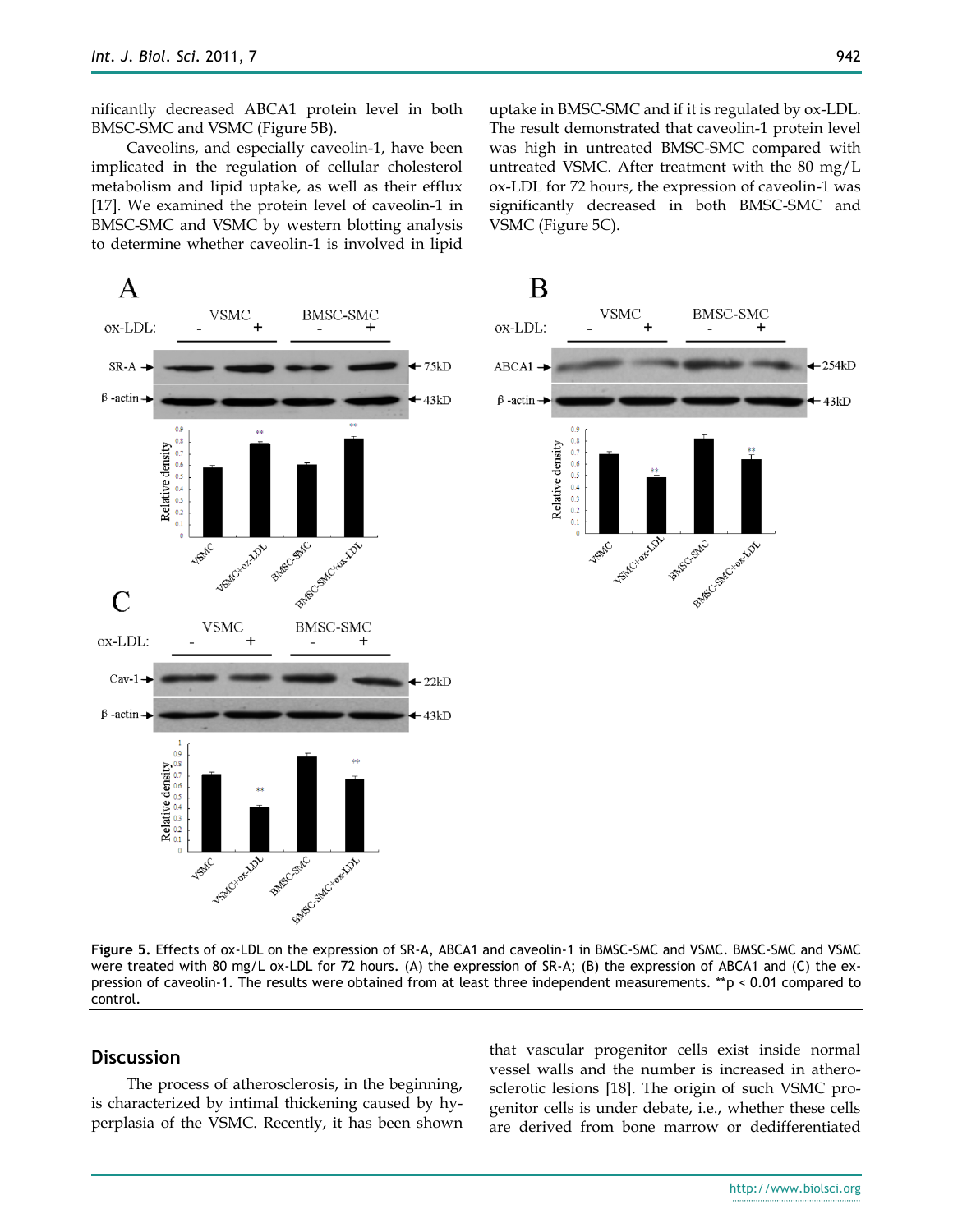nificantly decreased ABCA1 protein level in both BMSC-SMC and VSMC (Figure 5B).

Caveolins, and especially caveolin-1, have been implicated in the regulation of cellular cholesterol metabolism and lipid uptake, as well as their efflux [17]. We examined the protein level of caveolin-1 in BMSC-SMC and VSMC by western blotting analysis to determine whether caveolin-1 is involved in lipid uptake in BMSC-SMC and if it is regulated by ox-LDL. The result demonstrated that caveolin-1 protein level was high in untreated BMSC-SMC compared with untreated VSMC. After treatment with the 80 mg/L ox-LDL for 72 hours, the expression of caveolin-1 was significantly decreased in both BMSC-SMC and VSMC (Figure 5C).

**Figure 5.** Effects of ox-LDL on the expression of SR-A, ABCA1 and caveolin-1 in BMSC-SMC and VSMC. BMSC-SMC and VSMC were treated with 80 mg/L ox-LDL for 72 hours. (A) the expression of SR-A; (B) the expression of ABCA1 and (C) the expression of caveolin-1. The results were obtained from at least three independent measurements. **p < 0.01 compared to control.

## Discussion

The process of atherosclerosis, in the beginning, is characterized by intimal thickening caused by hyperplasia of the VSMC. Recently, it has been shown that vascular progenitor cells exist inside normal vessel walls and the number is increased in atherosclerotic lesions [18]. The origin of such VSMC progenitor cells is under debate, i.e., whether these cells are derived from bone marrow or dedifferentiated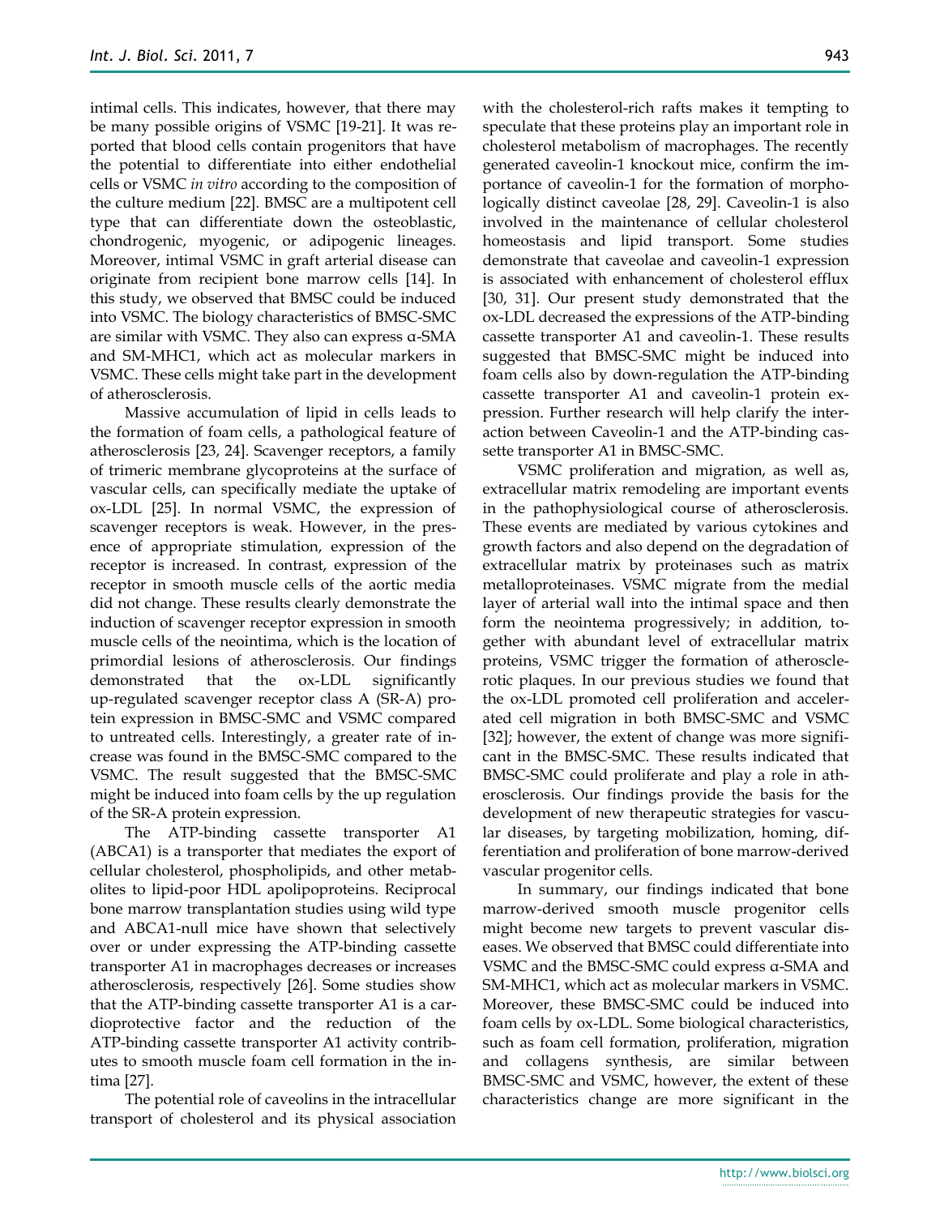intimal cells. This indicates, however, that there may be many possible origins of VSMC [19-21]. It was reported that blood cells contain progenitors that have the potential to differentiate into either endothelial cells or VSMC *in vitro* according to the composition of the culture medium [22]. BMSC are a multipotent cell type that can differentiate down the osteoblastic, chondrogenic, myogenic, or adipogenic lineages. Moreover, intimal VSMC in graft arterial disease can originate from recipient bone marrow cells [14]. In this study, we observed that BMSC could be induced into VSMC. The biology characteristics of BMSC-SMC are similar with VSMC. They also can express α-SMA and SM-MHC1, which act as molecular markers in VSMC. These cells might take part in the development of atherosclerosis.

Massive accumulation of lipid in cells leads to the formation of foam cells, a pathological feature of atherosclerosis [23, 24]. Scavenger receptors, a family of trimeric membrane glycoproteins at the surface of vascular cells, can specifically mediate the uptake of ox-LDL [25]. In normal VSMC, the expression of scavenger receptors is weak. However, in the presence of appropriate stimulation, expression of the receptor is increased. In contrast, expression of the receptor in smooth muscle cells of the aortic media did not change. These results clearly demonstrate the induction of scavenger receptor expression in smooth muscle cells of the neointima, which is the location of primordial lesions of atherosclerosis. Our findings demonstrated that the ox-LDL significantly up-regulated scavenger receptor class A (SR-A) protein expression in BMSC-SMC and VSMC compared to untreated cells. Interestingly, a greater rate of increase was found in the BMSC-SMC compared to the VSMC. The result suggested that the BMSC-SMC might be induced into foam cells by the up regulation of the SR-A protein expression.

The ATP-binding cassette transporter A1 (ABCA1) is a transporter that mediates the export of cellular cholesterol, phospholipids, and other metabolites to lipid-poor HDL apolipoproteins. Reciprocal bone marrow transplantation studies using wild type and ABCA1-null mice have shown that selectively over or under expressing the ATP-binding cassette transporter A1 in macrophages decreases or increases atherosclerosis, respectively [26]. Some studies show that the ATP-binding cassette transporter A1 is a cardioprotective factor and the reduction of the ATP-binding cassette transporter A1 activity contributes to smooth muscle foam cell formation in the intima [27].

The potential role of caveolins in the intracellular transport of cholesterol and its physical association with the cholesterol-rich rafts makes it tempting to speculate that these proteins play an important role in cholesterol metabolism of macrophages. The recently generated caveolin-1 knockout mice, confirm the importance of caveolin-1 for the formation of morphologically distinct caveolae [28, 29]. Caveolin-1 is also involved in the maintenance of cellular cholesterol homeostasis and lipid transport. Some studies demonstrate that caveolae and caveolin-1 expression is associated with enhancement of cholesterol efflux [30, 31]. Our present study demonstrated that the ox-LDL decreased the expressions of the ATP-binding cassette transporter A1 and caveolin-1. These results suggested that BMSC-SMC might be induced into foam cells also by down-regulation the ATP-binding cassette transporter A1 and caveolin-1 protein expression. Further research will help clarify the interaction between Caveolin-1 and the ATP-binding cassette transporter A1 in BMSC-SMC.

VSMC proliferation and migration, as well as, extracellular matrix remodeling are important events in the pathophysiological course of atherosclerosis. These events are mediated by various cytokines and growth factors and also depend on the degradation of extracellular matrix by proteinases such as matrix metalloproteinases. VSMC migrate from the medial layer of arterial wall into the intimal space and then form the neointema progressively; in addition, together with abundant level of extracellular matrix proteins, VSMC trigger the formation of atherosclerotic plaques. In our previous studies we found that the ox-LDL promoted cell proliferation and accelerated cell migration in both BMSC-SMC and VSMC [32]; however, the extent of change was more significant in the BMSC-SMC. These results indicated that BMSC-SMC could proliferate and play a role in atherosclerosis. Our findings provide the basis for the development of new therapeutic strategies for vascular diseases, by targeting mobilization, homing, differentiation and proliferation of bone marrow-derived vascular progenitor cells.

In summary, our findings indicated that bone marrow-derived smooth muscle progenitor cells might become new targets to prevent vascular diseases. We observed that BMSC could differentiate into VSMC and the BMSC-SMC could express α-SMA and SM-MHC1, which act as molecular markers in VSMC. Moreover, these BMSC-SMC could be induced into foam cells by ox-LDL. Some biological characteristics, such as foam cell formation, proliferation, migration and collagens synthesis, are similar between BMSC-SMC and VSMC, however, the extent of these characteristics change are more significant in the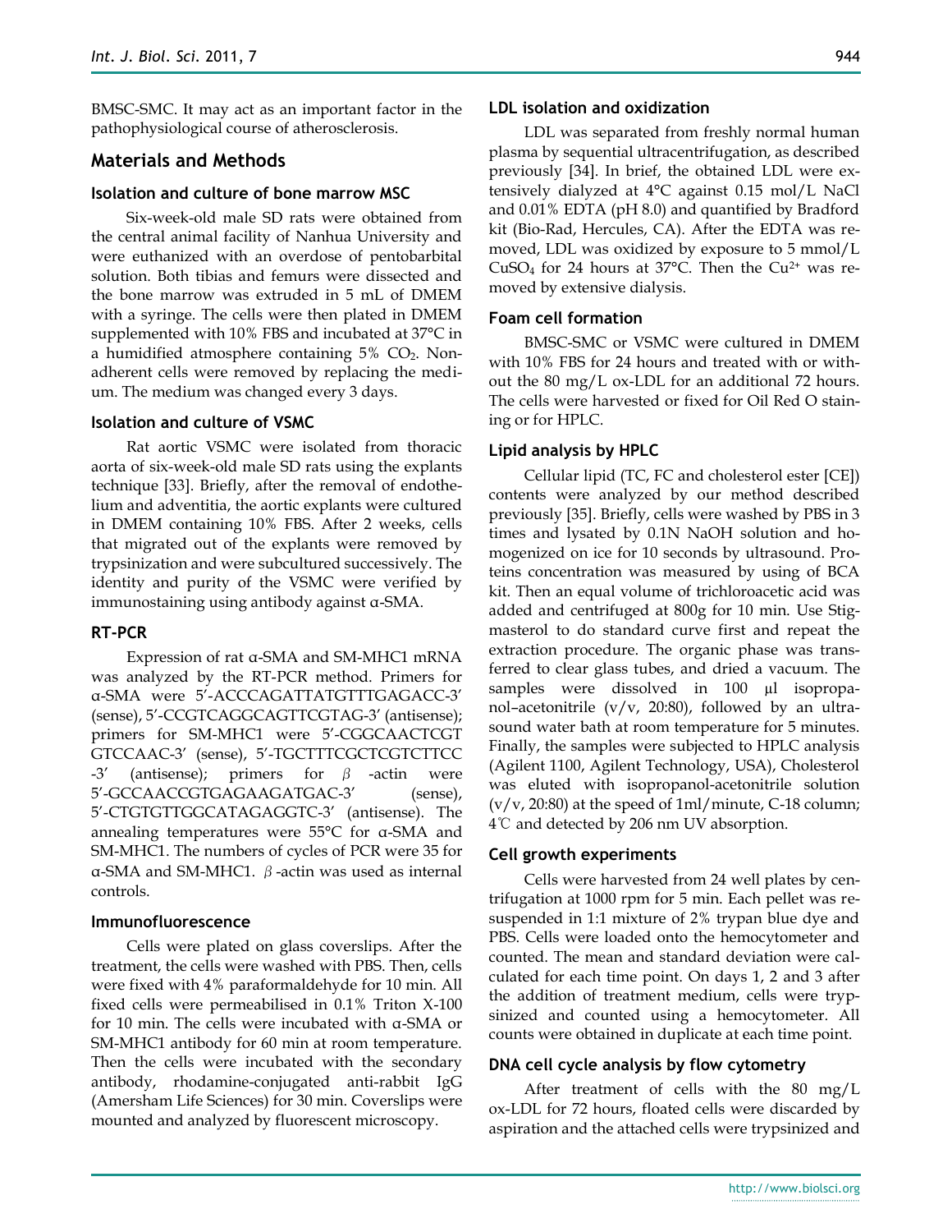BMSC-SMC. It may act as an important factor in the pathophysiological course of atherosclerosis.

## Materials and Methods

### Isolation and culture of bone marrow MSC

Six-week-old male SD rats were obtained from the central animal facility of Nanhua University and were euthanized with an overdose of pentobarbital solution. Both tibias and femurs were dissected and the bone marrow was extruded in 5 mL of DMEM with a syringe. The cells were then plated in DMEM supplemented with 10% FBS and incubated at 37°C in a humidified atmosphere containing 5% $CO_2$. Non-adherent cells were removed by replacing the medium. The medium was changed every 3 days.

### Isolation and culture of VSMC

Rat aortic VSMC were isolated from thoracic aorta of six-week-old male SD rats using the explants technique [33]. Briefly, after the removal of endothelium and adventitia, the aortic explants were cultured in DMEM containing 10% FBS. After 2 weeks, cells that migrated out of the explants were removed by trypsinization and were subcultured successively. The identity and purity of the VSMC were verified by immunostaining using antibody against α-SMA.

### RT-PCR

Expression of rat α-SMA and SM-MHC1 mRNA was analyzed by the RT-PCR method. Primers for α-SMA were 5′-ACCCAGATTATGTTTGAGACC-3′ (sense), 5′-CCGTCAGGCAGTTCGTAG-3′ (antisense); primers for SM-MHC1 were 5′-CGGCAACTCGTGTCCAAC-3′ (sense), 5′-TGCTTTCGCTCGTCTTCC-3′ (antisense); primers for β-actin were 5′-GCCAACCGTGAGAAGATGAC-3′ (sense), 5′-CTGTGTTGGCATAGAGGTC-3′ (antisense). The annealing temperatures were 55°C for α-SMA and SM-MHC1. The numbers of cycles of PCR were 35 for α-SMA and SM-MHC1. β-actin was used as internal controls.

### Immunofluorescence

Cells were plated on glass coverslips. After the treatment, the cells were washed with PBS. Then, cells were fixed with 4% paraformaldehyde for 10 min. All fixed cells were permeabilised in 0.1% Triton X-100 for 10 min. The cells were incubated with α-SMA or SM-MHC1 antibody for 60 min at room temperature. Then the cells were incubated with the secondary antibody, rhodamine-conjugated anti-rabbit IgG (Amersham Life Sciences) for 30 min. Coverslips were mounted and analyzed by fluorescent microscopy.

### LDL isolation and oxidization

LDL was separated from freshly normal human plasma by sequential ultracentrifugation, as described previously [34]. In brief, the obtained LDL were extensively dialyzed at 4°C against 0.15 mol/L NaCl and 0.01% EDTA (pH 8.0) and quantified by Bradford kit (Bio-Rad, Hercules, CA). After the EDTA was removed, LDL was oxidized by exposure to 5 mmol/L $CuSO_4$ for 24 hours at 37°C. Then the $Cu^{2+}$ was removed by extensive dialysis.

### Foam cell formation

BMSC-SMC or VSMC were cultured in DMEM with 10% FBS for 24 hours and treated with or without the 80 mg/L ox-LDL for an additional 72 hours. The cells were harvested or fixed for Oil Red O staining or for HPLC.

### Lipid analysis by HPLC

Cellular lipid (TC, FC and cholesterol ester [CE]) contents were analyzed by our method described previously [35]. Briefly, cells were washed by PBS in 3 times and lysated by 0.1N NaOH solution and homogenized on ice for 10 seconds by ultrasound. Proteins concentration was measured by using of BCA kit. Then an equal volume of trichloroacetic acid was added and centrifuged at 800g for 10 min. Use Stigmasterol to do standard curve first and repeat the extraction procedure. The organic phase was transferred to clear glass tubes, and dried a vacuum. The samples were dissolved in 100 μl isopropanol–acetonitrile (v/v, 20:80), followed by an ultrasound water bath at room temperature for 5 minutes. Finally, the samples were subjected to HPLC analysis (Agilent 1100, Agilent Technology, USA), Cholesterol was eluted with isopropanol-acetonitrile solution (v/v, 20:80) at the speed of 1ml/minute, C-18 column; 4℃ and detected by 206 nm UV absorption.

### Cell growth experiments

Cells were harvested from 24 well plates by centrifugation at 1000 rpm for 5 min. Each pellet was resuspended in 1:1 mixture of 2% trypan blue dye and PBS. Cells were loaded onto the hemocytometer and counted. The mean and standard deviation were calculated for each time point. On days 1, 2 and 3 after the addition of treatment medium, cells were trypsinized and counted using a hemocytometer. All counts were obtained in duplicate at each time point.

### DNA cell cycle analysis by flow cytometry

After treatment of cells with the 80 mg/L ox-LDL for 72 hours, floated cells were discarded by aspiration and the attached cells were trypsinized and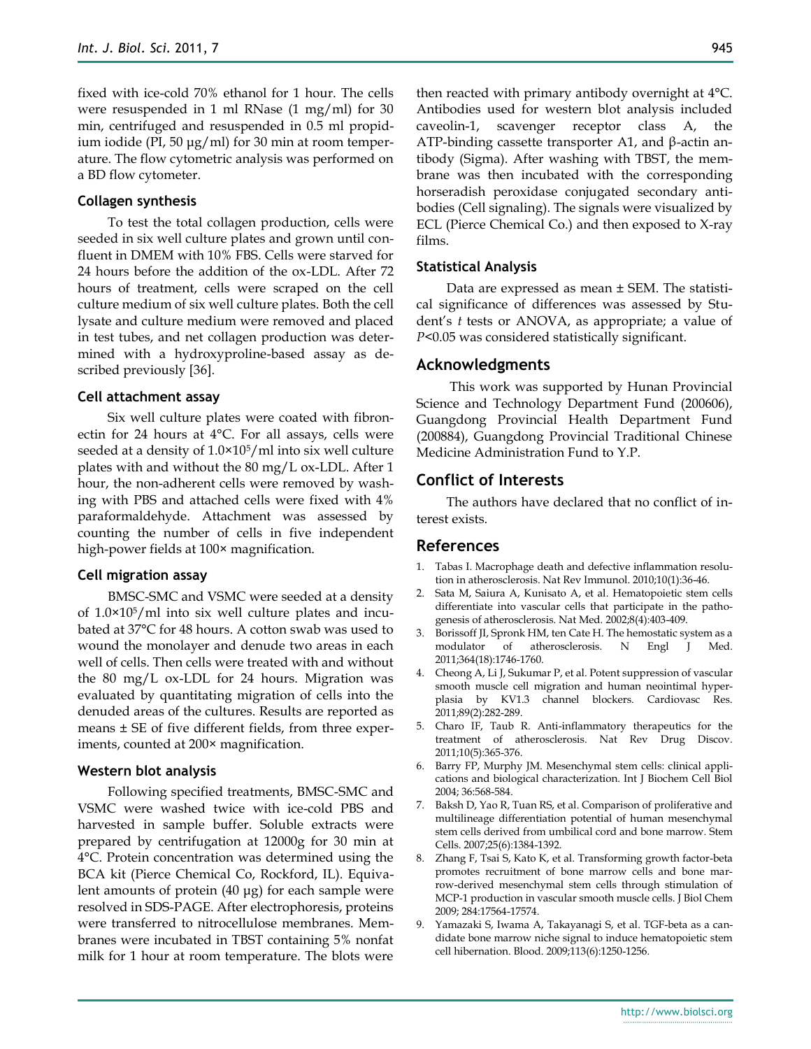fixed with ice-cold 70% ethanol for 1 hour. The cells were resuspended in 1 ml RNase (1 mg/ml) for 30 min, centrifuged and resuspended in 0.5 ml propidium iodide (PI, 50 μg/ml) for 30 min at room temperature. The flow cytometric analysis was performed on a BD flow cytometer.

### Collagen synthesis

To test the total collagen production, cells were seeded in six well culture plates and grown until confluent in DMEM with 10% FBS. Cells were starved for 24 hours before the addition of the ox-LDL. After 72 hours of treatment, cells were scraped on the cell culture medium of six well culture plates. Both the cell lysate and culture medium were removed and placed in test tubes, and net collagen production was determined with a hydroxyproline-based assay as described previously [36].

### Cell attachment assay

Six well culture plates were coated with fibronectin for 24 hours at 4°C. For all assays, cells were seeded at a density of $1.0\times10^5$/ml into six well culture plates with and without the 80 mg/L ox-LDL. After 1 hour, the non-adherent cells were removed by washing with PBS and attached cells were fixed with 4% paraformaldehyde. Attachment was assessed by counting the number of cells in five independent high-power fields at 100× magnification.

### Cell migration assay

BMSC-SMC and VSMC were seeded at a density of $1.0\times10^5$/ml into six well culture plates and incubated at 37°C for 48 hours. A cotton swab was used to wound the monolayer and denude two areas in each well of cells. Then cells were treated with and without the 80 mg/L ox-LDL for 24 hours. Migration was evaluated by quantitating migration of cells into the denuded areas of the cultures. Results are reported as means ± SE of five different fields, from three experiments, counted at 200× magnification.

### Western blot analysis

Following specified treatments, BMSC-SMC and VSMC were washed twice with ice-cold PBS and harvested in sample buffer. Soluble extracts were prepared by centrifugation at 12000g for 30 min at 4°C. Protein concentration was determined using the BCA kit (Pierce Chemical Co, Rockford, IL). Equivalent amounts of protein (40 μg) for each sample were resolved in SDS-PAGE. After electrophoresis, proteins were transferred to nitrocellulose membranes. Membranes were incubated in TBST containing 5% nonfat milk for 1 hour at room temperature. The blots were then reacted with primary antibody overnight at 4°C. Antibodies used for western blot analysis included caveolin-1, scavenger receptor class A, the ATP-binding cassette transporter A1, and β-actin antibody (Sigma). After washing with TBST, the membrane was then incubated with the corresponding horseradish peroxidase conjugated secondary antibodies (Cell signaling). The signals were visualized by ECL (Pierce Chemical Co.) and then exposed to X-ray films.

### Statistical Analysis

Data are expressed as mean ± SEM. The statistical significance of differences was assessed by Student's *t* tests or ANOVA, as appropriate; a value of $P<0.05$ was considered statistically significant.

## Acknowledgments

This work was supported by Hunan Provincial Science and Technology Department Fund (200606), Guangdong Provincial Health Department Fund (200884), Guangdong Provincial Traditional Chinese Medicine Administration Fund to Y.P.

## Conflict of Interests

The authors have declared that no conflict of interest exists.

## References

1. Tabas I. Macrophage death and defective inflammation resolution in atherosclerosis. Nat Rev Immunol. 2010;10(1):36-46.
2. Sata M, Saiura A, Kunisato A, et al. Hematopoietic stem cells differentiate into vascular cells that participate in the pathogenesis of atherosclerosis. Nat Med. 2002;8(4):403-409.
3. Borissoff JI, Spronk HM, ten Cate H. The hemostatic system as a modulator of atherosclerosis. N Engl J Med. 2011;364(18):1746-1760.
4. Cheong A, Li J, Sukumar P, et al. Potent suppression of vascular smooth muscle cell migration and human neointimal hyperplasia by KV1.3 channel blockers. Cardiovasc Res. 2011;89(2):282-289.
5. Charo IF, Taub R. Anti-inflammatory therapeutics for the treatment of atherosclerosis. Nat Rev Drug Discov. 2011;10(5):365-376.
6. Barry FP, Murphy JM. Mesenchymal stem cells: clinical applications and biological characterization. Int J Biochem Cell Biol 2004; 36:568-584.
7. Baksh D, Yao R, Tuan RS, et al. Comparison of proliferative and multilineage differentiation potential of human mesenchymal stem cells derived from umbilical cord and bone marrow. Stem Cells. 2007;25(6):1384-1392.
8. Zhang F, Tsai S, Kato K, et al. Transforming growth factor-beta promotes recruitment of bone marrow cells and bone marrow-derived mesenchymal stem cells through stimulation of MCP-1 production in vascular smooth muscle cells. J Biol Chem 2009; 284:17564-17574.
9. Yamazaki S, Iwama A, Takayanagi S, et al. TGF-beta as a candidate bone marrow niche signal to induce hematopoietic stem cell hibernation. Blood. 2009;113(6):1250-1256.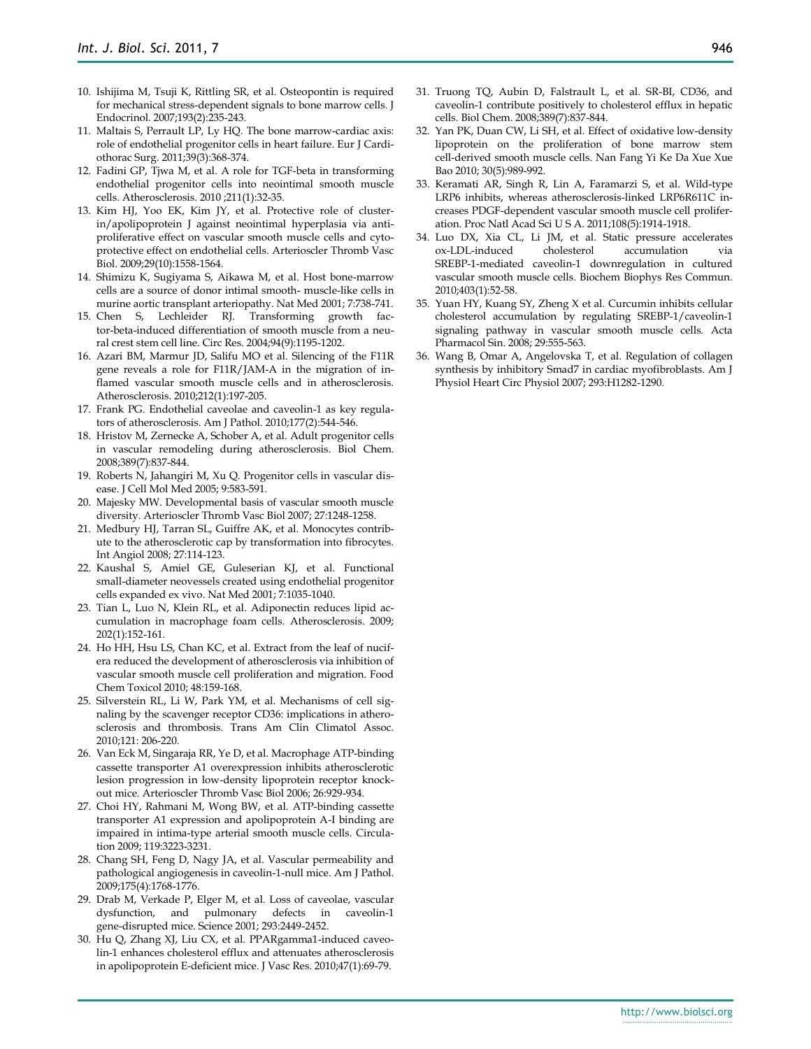10. Ishijima M, Tsuji K, Rittling SR, et al. Osteopontin is required for mechanical stress-dependent signals to bone marrow cells. J Endocrinol. 2007;193(2):235-243.
11. Maltais S, Perrault LP, Ly HQ. The bone marrow-cardiac axis: role of endothelial progenitor cells in heart failure. Eur J Cardiothorac Surg. 2011;39(3):368-374.
12. Fadini GP, Tjwa M, et al. A role for TGF-beta in transforming endothelial progenitor cells into neointimal smooth muscle cells. Atherosclerosis. 2010 ;211(1):32-35.
13. Kim HJ, Yoo EK, Kim JY, et al. Protective role of clusterin/apolipoprotein J against neointimal hyperplasia via antiproliferative effect on vascular smooth muscle cells and cytoprotective effect on endothelial cells. Arterioscler Thromb Vasc Biol. 2009;29(10):1558-1564.
14. Shimizu K, Sugiyama S, Aikawa M, et al. Host bone-marrow cells are a source of donor intimal smooth- muscle-like cells in murine aortic transplant arteriopathy. Nat Med 2001; 7:738-741.
15. Chen S, Lechleider RJ. Transforming growth factor-beta-induced differentiation of smooth muscle from a neural crest stem cell line. Circ Res. 2004;94(9):1195-1202.
16. Azari BM, Marmur JD, Salifu MO et al. Silencing of the F11R gene reveals a role for F11R/JAM-A in the migration of inflamed vascular smooth muscle cells and in atherosclerosis. Atherosclerosis. 2010;212(1):197-205.
17. Frank PG. Endothelial caveolae and caveolin-1 as key regulators of atherosclerosis. Am J Pathol. 2010;177(2):544-546.
18. Hristov M, Zernecke A, Schober A, et al. Adult progenitor cells in vascular remodeling during atherosclerosis. Biol Chem. 2008;389(7):837-844.
19. Roberts N, Jahangiri M, Xu Q. Progenitor cells in vascular disease. J Cell Mol Med 2005; 9:583-591.
20. Majesky MW. Developmental basis of vascular smooth muscle diversity. Arterioscler Thromb Vasc Biol 2007; 27:1248-1258.
21. Medbury HJ, Tarran SL, Guiffre AK, et al. Monocytes contribute to the atherosclerotic cap by transformation into fibrocytes. Int Angiol 2008; 27:114-123.
22. Kaushal S, Amiel GE, Guleserian KJ, et al. Functional small-diameter neovessels created using endothelial progenitor cells expanded ex vivo. Nat Med 2001; 7:1035-1040.
23. Tian L, Luo N, Klein RL, et al. Adiponectin reduces lipid accumulation in macrophage foam cells. Atherosclerosis. 2009; 202(1):152-161.
24. Ho HH, Hsu LS, Chan KC, et al. Extract from the leaf of nucifera reduced the development of atherosclerosis via inhibition of vascular smooth muscle cell proliferation and migration. Food Chem Toxicol 2010; 48:159-168.
25. Silverstein RL, Li W, Park YM, et al. Mechanisms of cell signaling by the scavenger receptor CD36: implications in atherosclerosis and thrombosis. Trans Am Clin Climatol Assoc. 2010;121: 206-220.
26. Van Eck M, Singaraja RR, Ye D, et al. Macrophage ATP-binding cassette transporter A1 overexpression inhibits atherosclerotic lesion progression in low-density lipoprotein receptor knockout mice. Arterioscler Thromb Vasc Biol 2006; 26:929-934.
27. Choi HY, Rahmani M, Wong BW, et al. ATP-binding cassette transporter A1 expression and apolipoprotein A-I binding are impaired in intima-type arterial smooth muscle cells. Circulation 2009; 119:3223-3231.
28. Chang SH, Feng D, Nagy JA, et al. Vascular permeability and pathological angiogenesis in caveolin-1-null mice. Am J Pathol. 2009;175(4):1768-1776.
29. Drab M, Verkade P, Elger M, et al. Loss of caveolae, vascular dysfunction, and pulmonary defects in caveolin-1 gene-disrupted mice. Science 2001; 293:2449-2452.
30. Hu Q, Zhang XJ, Liu CX, et al. PPARgamma1-induced caveolin-1 enhances cholesterol efflux and attenuates atherosclerosis in apolipoprotein E-deficient mice. J Vasc Res. 2010;47(1):69-79.
31. Truong TQ, Aubin D, Falstrault L, et al. SR-BI, CD36, and caveolin-1 contribute positively to cholesterol efflux in hepatic cells. Biol Chem. 2008;389(7):837-844.
32. Yan PK, Duan CW, Li SH, et al. Effect of oxidative low-density lipoprotein on the proliferation of bone marrow stem cell-derived smooth muscle cells. Nan Fang Yi Ke Da Xue Xue Bao 2010; 30(5):989-992.
33. Keramati AR, Singh R, Lin A, Faramarzi S, et al. Wild-type LRP6 inhibits, whereas atherosclerosis-linked LRP6R611C increases PDGF-dependent vascular smooth muscle cell proliferation. Proc Natl Acad Sci U S A. 2011;108(5):1914-1918.
34. Luo DX, Xia CL, Li JM, et al. Static pressure accelerates ox-LDL-induced cholesterol accumulation via SREBP-1-mediated caveolin-1 downregulation in cultured vascular smooth muscle cells. Biochem Biophys Res Commun. 2010;403(1):52-58.
35. Yuan HY, Kuang SY, Zheng X et al. Curcumin inhibits cellular cholesterol accumulation by regulating SREBP-1/caveolin-1 signaling pathway in vascular smooth muscle cells. Acta Pharmacol Sin. 2008; 29:555-563.
36. Wang B, Omar A, Angelovska T, et al. Regulation of collagen synthesis by inhibitory Smad7 in cardiac myofibroblasts. Am J Physiol Heart Circ Physiol 2007; 293:H1282-1290.